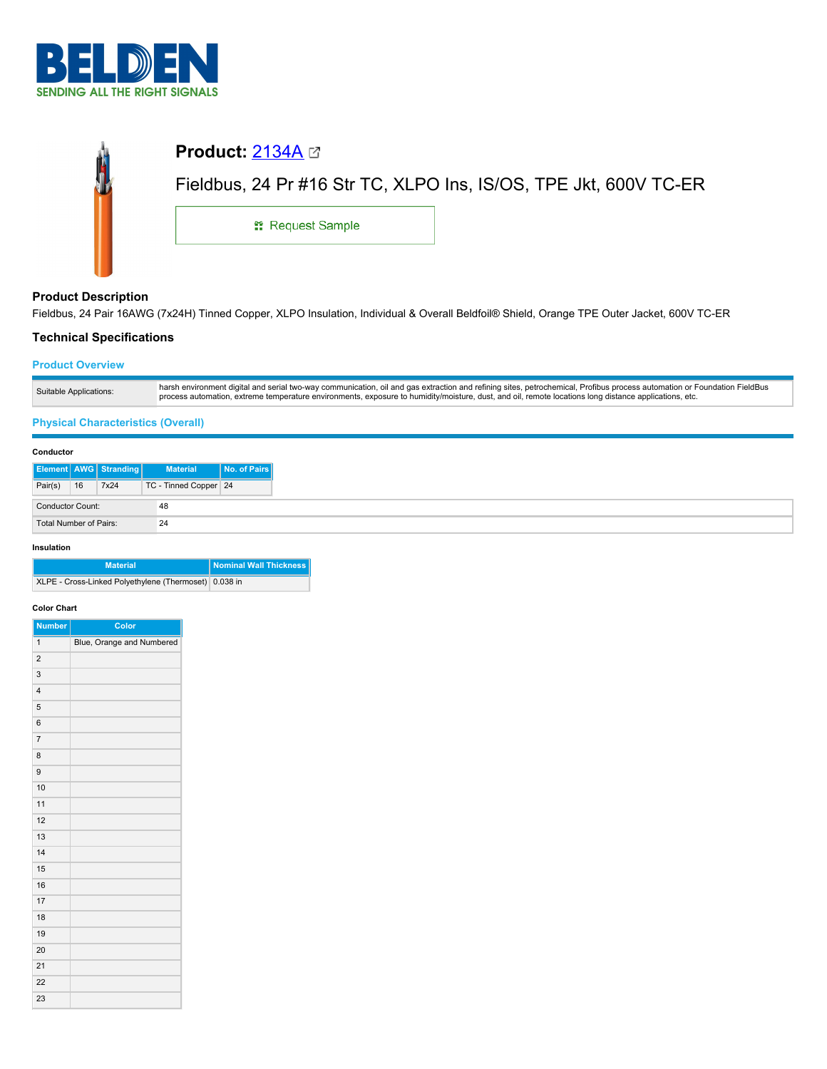**BELDEN**
SENDING ALL THE RIGHT SIGNALS

# Product: 2134A

Fieldbus, 24 Pr #16 Str TC, XLPO Ins, IS/OS, TPE Jkt, 600V TC-ER

Request Sample

## Product Description

Fieldbus, 24 Pair 16AWG (7x24H) Tinned Copper, XLPO Insulation, Individual & Overall Beldfoil® Shield, Orange TPE Outer Jacket, 600V TC-ER

## Technical Specifications

### Product Overview

| | |
|---|---|
| Suitable Applications: | harsh environment digital and serial two-way communication, oil and gas extraction and refining sites, petrochemical, Profibus process automation or Foundation FieldBus process automation, extreme temperature environments, exposure to humidity/moisture, dust, and oil, remote locations long distance applications, etc. |

### Physical Characteristics (Overall)

**Conductor**

| Element | AWG | Stranding | Material | No. of Pairs |
|---|---|---|---|---|
| Pair(s) | 16 | 7x24 | TC - Tinned Copper | 24 |

| | |
|---|---|
| Conductor Count: | 48 |
| Total Number of Pairs: | 24 |

**Insulation**

| Material | Nominal Wall Thickness |
|---|---|
| XLPE - Cross-Linked Polyethylene (Thermoset) | 0.038 in |

**Color Chart**

| Number | Color |
|---|---|
| 1 | Blue, Orange and Numbered |
| 2 | |
| 3 | |
| 4 | |
| 5 | |
| 6 | |
| 7 | |
| 8 | |
| 9 | |
| 10 | |
| 11 | |
| 12 | |
| 13 | |
| 14 | |
| 15 | |
| 16 | |
| 17 | |
| 18 | |
| 19 | |
| 20 | |
| 21 | |
| 22 | |
| 23 | |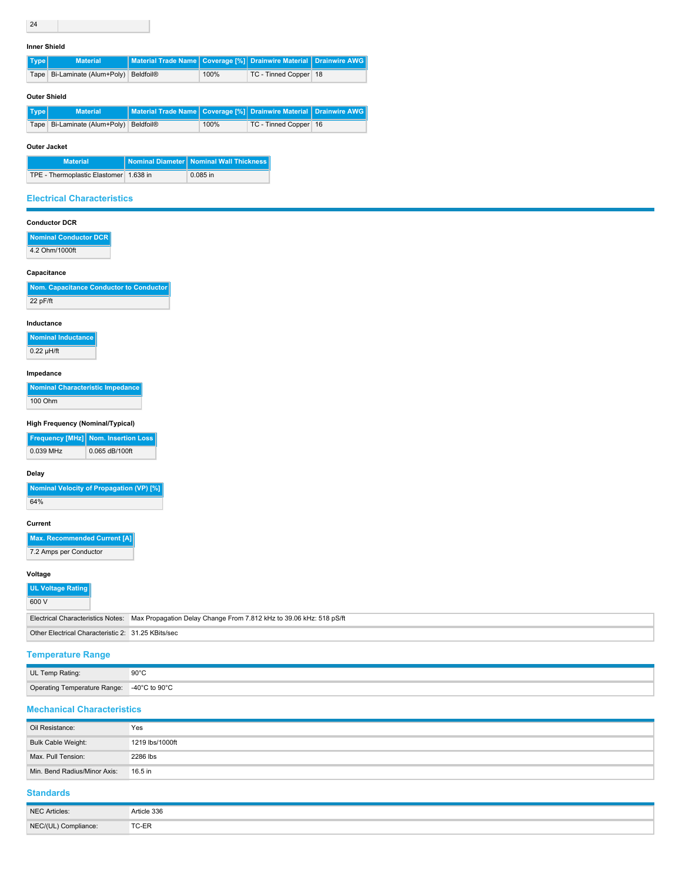| 24 | |
| --- | --- |

**Inner Shield**

| Type | Material | Material Trade Name | Coverage [%] | Drainwire Material | Drainwire AWG |
| --- | --- | --- | --- | --- | --- |
| Tape | Bi-Laminate (Alum+Poly) | Beldfoil® | 100% | TC - Tinned Copper | 18 |

**Outer Shield**

| Type | Material | Material Trade Name | Coverage [%] | Drainwire Material | Drainwire AWG |
| --- | --- | --- | --- | --- | --- |
| Tape | Bi-Laminate (Alum+Poly) | Beldfoil® | 100% | TC - Tinned Copper | 16 |

**Outer Jacket**

| Material | Nominal Diameter | Nominal Wall Thickness |
| --- | --- | --- |
| TPE - Thermoplastic Elastomer | 1.638 in | 0.085 in |

## Electrical Characteristics

**Conductor DCR**

| Nominal Conductor DCR |
| --- |
| 4.2 Ohm/1000ft |

**Capacitance**

| Nom. Capacitance Conductor to Conductor |
| --- |
| 22 pF/ft |

**Inductance**

| Nominal Inductance |
| --- |
| 0.22 µH/ft |

**Impedance**

| Nominal Characteristic Impedance |
| --- |
| 100 Ohm |

**High Frequency (Nominal/Typical)**

| Frequency [MHz] | Nom. Insertion Loss |
| --- | --- |
| 0.039 MHz | 0.065 dB/100ft |

**Delay**

| Nominal Velocity of Propagation (VP) [%] |
| --- |
| 64% |

**Current**

| Max. Recommended Current [A] |
| --- |
| 7.2 Amps per Conductor |

**Voltage**

| UL Voltage Rating |
| --- |
| 600 V |

| | |
| --- | --- |
| Electrical Characteristics Notes: | Max Propagation Delay Change From 7.812 kHz to 39.06 kHz: 518 pS/ft |
| Other Electrical Characteristic 2: | 31.25 KBits/sec |

## Temperature Range

| | |
| --- | --- |
| UL Temp Rating: | 90°C |
| Operating Temperature Range: | -40°C to 90°C |

## Mechanical Characteristics

| | |
| --- | --- |
| Oil Resistance: | Yes |
| Bulk Cable Weight: | 1219 lbs/1000ft |
| Max. Pull Tension: | 2286 lbs |
| Min. Bend Radius/Minor Axis: | 16.5 in |

## Standards

| | |
| --- | --- |
| NEC Articles: | Article 336 |
| NEC/(UL) Compliance: | TC-ER |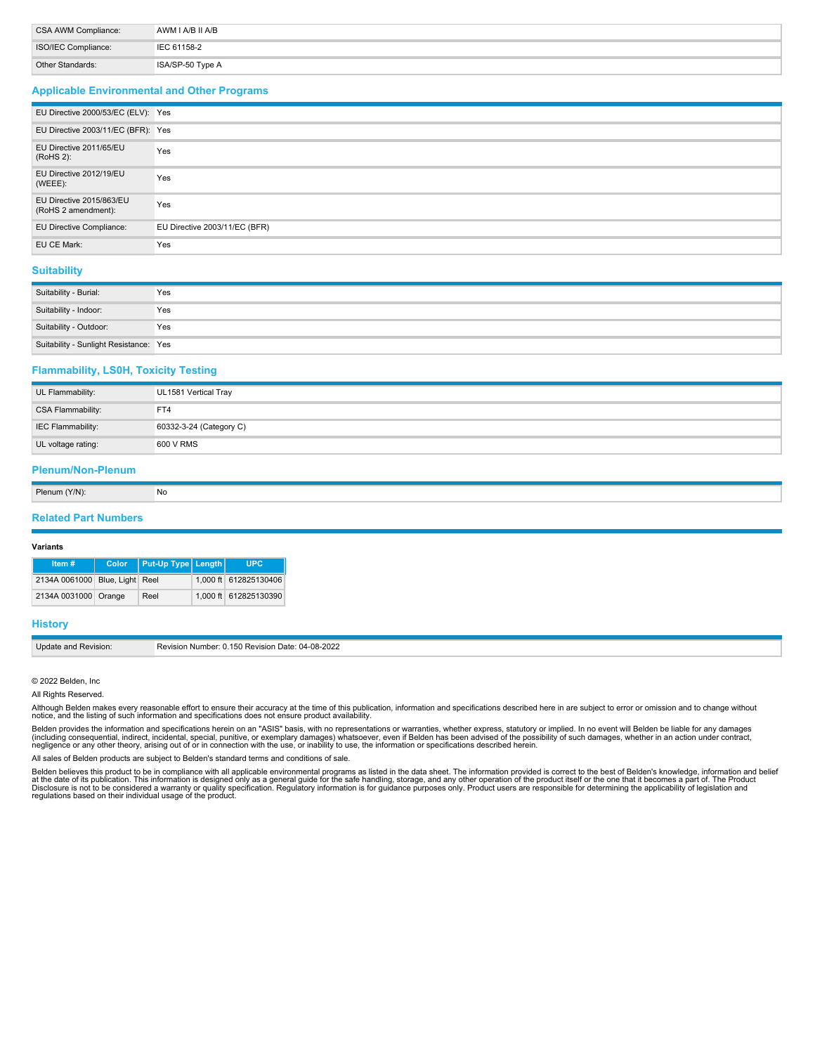| | |
|---|---|
| CSA AWM Compliance: | AWM I A/B II A/B |
| ISO/IEC Compliance: | IEC 61158-2 |
| Other Standards: | ISA/SP-50 Type A |

## Applicable Environmental and Other Programs

| | |
|---|---|
| EU Directive 2000/53/EC (ELV): | Yes |
| EU Directive 2003/11/EC (BFR): | Yes |
| EU Directive 2011/65/EU (RoHS 2): | Yes |
| EU Directive 2012/19/EU (WEEE): | Yes |
| EU Directive 2015/863/EU (RoHS 2 amendment): | Yes |
| EU Directive Compliance: | EU Directive 2003/11/EC (BFR) |
| EU CE Mark: | Yes |

## Suitability

| | |
|---|---|
| Suitability - Burial: | Yes |
| Suitability - Indoor: | Yes |
| Suitability - Outdoor: | Yes |
| Suitability - Sunlight Resistance: | Yes |

## Flammability, LS0H, Toxicity Testing

| | |
|---|---|
| UL Flammability: | UL1581 Vertical Tray |
| CSA Flammability: | FT4 |
| IEC Flammability: | 60332-3-24 (Category C) |
| UL voltage rating: | 600 V RMS |

## Plenum/Non-Plenum

| | |
|---|---|
| Plenum (Y/N): | No |

## Related Part Numbers

**Variants**

| Item # | Color | Put-Up Type | Length | UPC |
|---|---|---|---|---|
| 2134A 0061000 | Blue, Light | Reel | 1,000 ft | 612825130406 |
| 2134A 0031000 | Orange | Reel | 1,000 ft | 612825130390 |

## History

| | |
|---|---|
| Update and Revision: | Revision Number: 0.150 Revision Date: 04-08-2022 |

© 2022 Belden, Inc

All Rights Reserved.

Although Belden makes every reasonable effort to ensure their accuracy at the time of this publication, information and specifications described here in are subject to error or omission and to change without notice, and the listing of such information and specifications does not ensure product availability.

Belden provides the information and specifications herein on an "ASIS" basis, with no representations or warranties, whether express, statutory or implied. In no event will Belden be liable for any damages (including consequential, indirect, incidental, special, punitive, or exemplary damages) whatsoever, even if Belden has been advised of the possibility of such damages, whether in an action under contract, negligence or any other theory, arising out of or in connection with the use, or inability to use, the information or specifications described herein.

All sales of Belden products are subject to Belden's standard terms and conditions of sale.

Belden believes this product to be in compliance with all applicable environmental programs as listed in the data sheet. The information provided is correct to the best of Belden's knowledge, information and belief at the date of its publication. This information is designed only as a general guide for the safe handling, storage, and any other operation of the product itself or the one that it becomes a part of. The Product Disclosure is not to be considered a warranty or quality specification. Regulatory information is for guidance purposes only. Product users are responsible for determining the applicability of legislation and regulations based on their individual usage of the product.